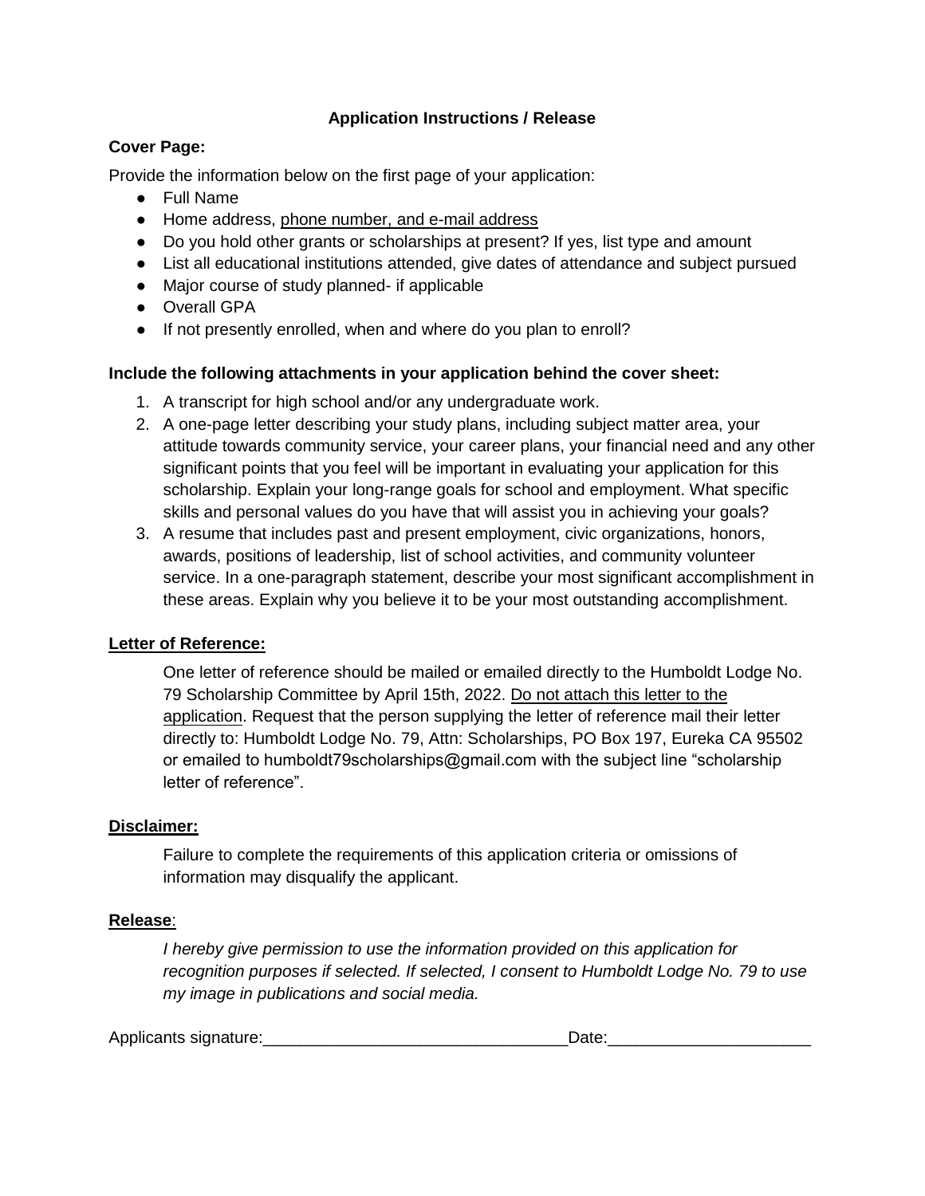## Application Instructions / Release

**Cover Page:**

Provide the information below on the first page of your application:

- Full Name
- Home address, phone number, and e-mail address
- Do you hold other grants or scholarships at present? If yes, list type and amount
- List all educational institutions attended, give dates of attendance and subject pursued
- Major course of study planned- if applicable
- Overall GPA
- If not presently enrolled, when and where do you plan to enroll?

**Include the following attachments in your application behind the cover sheet:**

1. A transcript for high school and/or any undergraduate work.
2. A one-page letter describing your study plans, including subject matter area, your attitude towards community service, your career plans, your financial need and any other significant points that you feel will be important in evaluating your application for this scholarship. Explain your long-range goals for school and employment. What specific skills and personal values do you have that will assist you in achieving your goals?
3. A resume that includes past and present employment, civic organizations, honors, awards, positions of leadership, list of school activities, and community volunteer service. In a one-paragraph statement, describe your most significant accomplishment in these areas. Explain why you believe it to be your most outstanding accomplishment.

**Letter of Reference:**

One letter of reference should be mailed or emailed directly to the Humboldt Lodge No. 79 Scholarship Committee by April 15th, 2022. Do not attach this letter to the application. Request that the person supplying the letter of reference mail their letter directly to: Humboldt Lodge No. 79, Attn: Scholarships, PO Box 197, Eureka CA 95502 or emailed to humboldt79scholarships@gmail.com with the subject line "scholarship letter of reference".

**Disclaimer:**

Failure to complete the requirements of this application criteria or omissions of information may disqualify the applicant.

**Release**:

*I hereby give permission to use the information provided on this application for recognition purposes if selected. If selected, I consent to Humboldt Lodge No. 79 to use my image in publications and social media.*

Applicants signature:_________________________________Date:______________________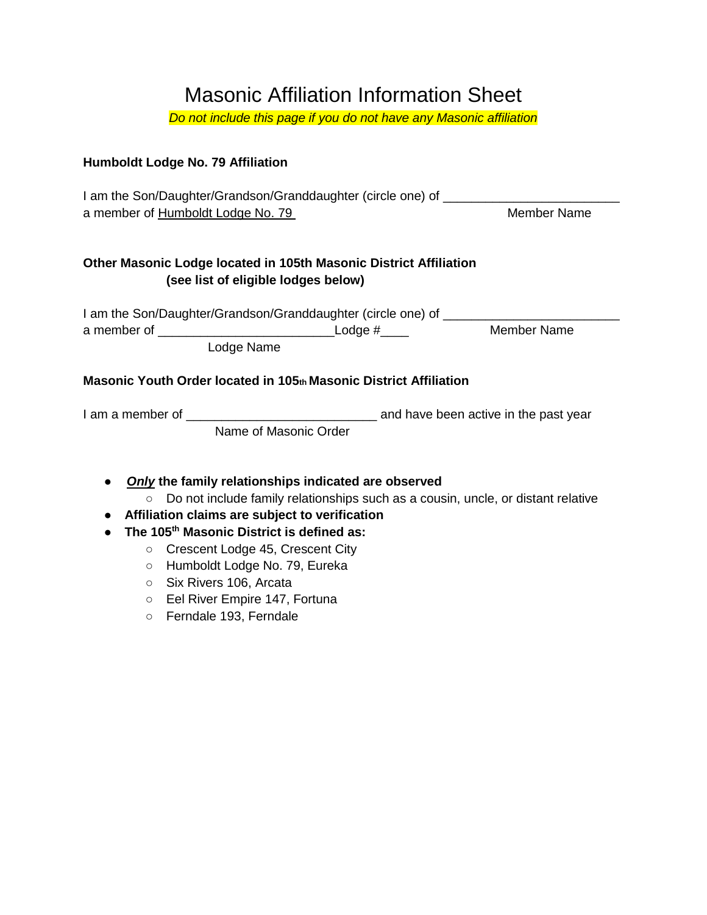# Masonic Affiliation Information Sheet

*Do not include this page if you do not have any Masonic affiliation*

**Humboldt Lodge No. 79 Affiliation**

I am the Son/Daughter/Grandson/Granddaughter (circle one) of _________________________
a member of Humboldt Lodge No. 79 Member Name

**Other Masonic Lodge located in 105th Masonic District Affiliation**
**(see list of eligible lodges below)**

I am the Son/Daughter/Grandson/Granddaughter (circle one) of _________________________
a member of _________________________Lodge #____ Member Name
Lodge Name

**Masonic Youth Order located in 105th Masonic District Affiliation**

I am a member of ___________________________ and have been active in the past year
Name of Masonic Order

- ***Only*** **the family relationships indicated are observed**
  - Do not include family relationships such as a cousin, uncle, or distant relative
- **Affiliation claims are subject to verification**
- **The 105th Masonic District is defined as:**
  - Crescent Lodge 45, Crescent City
  - Humboldt Lodge No. 79, Eureka
  - Six Rivers 106, Arcata
  - Eel River Empire 147, Fortuna
  - Ferndale 193, Ferndale